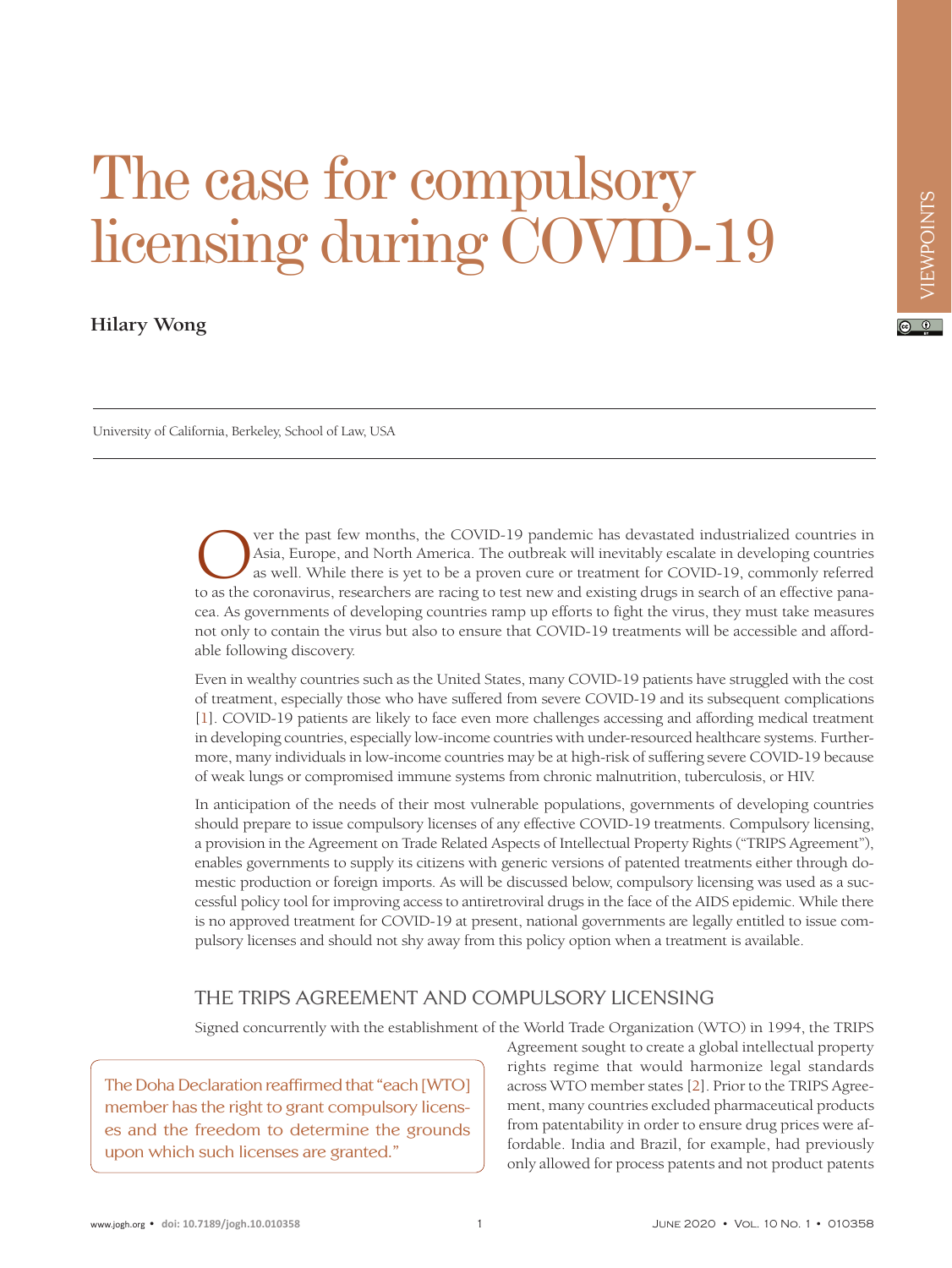# The case for compulsory licensing during COVID-19

**Hilary Wong**

University of California, Berkeley, School of Law, USA

Over the past few months, the COVID-19 pandemic has devastated industrialized countries in Asia, Europe, and North America. The outbreak will inevitably escalate in developing countries as well. While there is yet to be a proven cure or treatment for COVID-19, commonly referred to as the coronavirus, researchers are racing to test new and existing drugs in search of an effective panacea. As governments of developing countries ramp up efforts to fight the virus, they must take measures not only to contain the virus but also to ensure that COVID-19 treatments will be accessible and affordable following discovery.

Even in wealthy countries such as the United States, many COVID-19 patients have struggled with the cost of treatment, especially those who have suffered from severe COVID-19 and its subsequent complications [1]. COVID-19 patients are likely to face even more challenges accessing and affording medical treatment in developing countries, especially low-income countries with under-resourced healthcare systems. Furthermore, many individuals in low-income countries may be at high-risk of suffering severe COVID-19 because of weak lungs or compromised immune systems from chronic malnutrition, tuberculosis, or HIV.

In anticipation of the needs of their most vulnerable populations, governments of developing countries should prepare to issue compulsory licenses of any effective COVID-19 treatments. Compulsory licensing, a provision in the Agreement on Trade Related Aspects of Intellectual Property Rights ("TRIPS Agreement"), enables governments to supply its citizens with generic versions of patented treatments either through domestic production or foreign imports. As will be discussed below, compulsory licensing was used as a successful policy tool for improving access to antiretroviral drugs in the face of the AIDS epidemic. While there is no approved treatment for COVID-19 at present, national governments are legally entitled to issue compulsory licenses and should not shy away from this policy option when a treatment is available.

## THE TRIPS AGREEMENT AND COMPULSORY LICENSING

Signed concurrently with the establishment of the World Trade Organization (WTO) in 1994, the TRIPS Agreement sought to create a global intellectual property rights regime that would harmonize legal standards across WTO member states [2]. Prior to the TRIPS Agreement, many countries excluded pharmaceutical products from patentability in order to ensure drug prices were affordable. India and Brazil, for example, had previously only allowed for process patents and not product patents

> The Doha Declaration reaffirmed that "each [WTO] member has the right to grant compulsory licenses and the freedom to determine the grounds upon which such licenses are granted."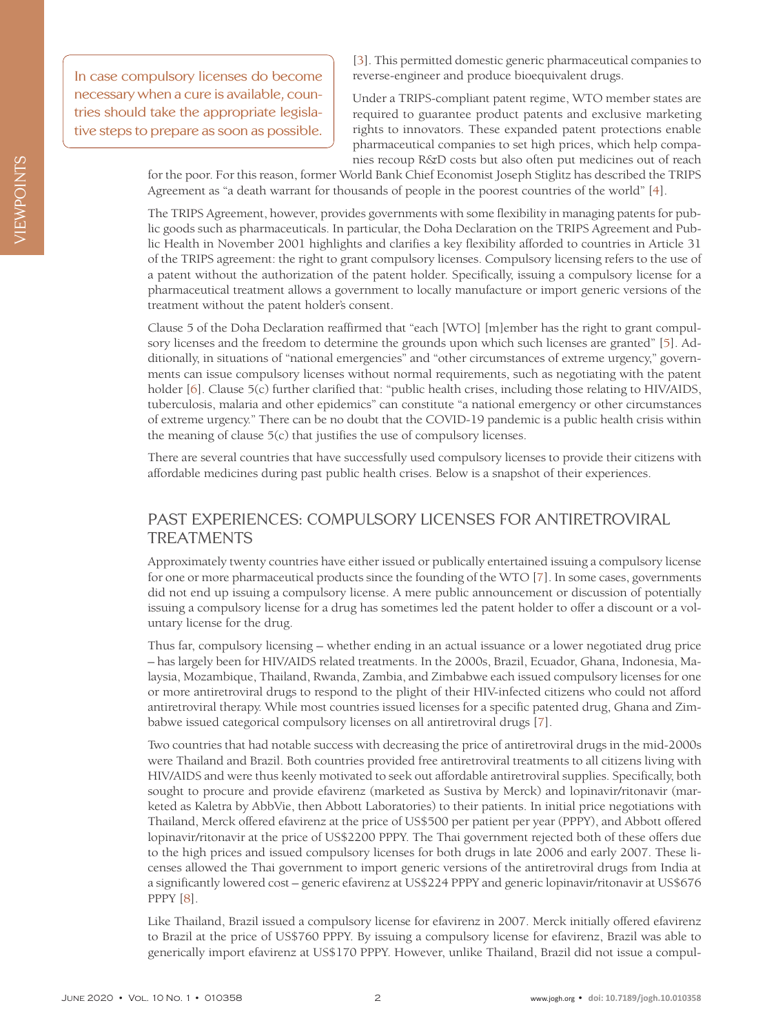> In case compulsory licenses do become necessary when a cure is available, countries should take the appropriate legislative steps to prepare as soon as possible.

[3]. This permitted domestic generic pharmaceutical companies to reverse-engineer and produce bioequivalent drugs.

Under a TRIPS-compliant patent regime, WTO member states are required to guarantee product patents and exclusive marketing rights to innovators. These expanded patent protections enable pharmaceutical companies to set high prices, which help companies recoup R&D costs but also often put medicines out of reach for the poor. For this reason, former World Bank Chief Economist Joseph Stiglitz has described the TRIPS Agreement as "a death warrant for thousands of people in the poorest countries of the world" [4].

The TRIPS Agreement, however, provides governments with some flexibility in managing patents for public goods such as pharmaceuticals. In particular, the Doha Declaration on the TRIPS Agreement and Public Health in November 2001 highlights and clarifies a key flexibility afforded to countries in Article 31 of the TRIPS agreement: the right to grant compulsory licenses. Compulsory licensing refers to the use of a patent without the authorization of the patent holder. Specifically, issuing a compulsory license for a pharmaceutical treatment allows a government to locally manufacture or import generic versions of the treatment without the patent holder's consent.

Clause 5 of the Doha Declaration reaffirmed that "each [WTO] [m]ember has the right to grant compulsory licenses and the freedom to determine the grounds upon which such licenses are granted" [5]. Additionally, in situations of "national emergencies" and "other circumstances of extreme urgency," governments can issue compulsory licenses without normal requirements, such as negotiating with the patent holder [6]. Clause 5(c) further clarified that: "public health crises, including those relating to HIV/AIDS, tuberculosis, malaria and other epidemics" can constitute "a national emergency or other circumstances of extreme urgency." There can be no doubt that the COVID-19 pandemic is a public health crisis within the meaning of clause 5(c) that justifies the use of compulsory licenses.

There are several countries that have successfully used compulsory licenses to provide their citizens with affordable medicines during past public health crises. Below is a snapshot of their experiences.

## PAST EXPERIENCES: COMPULSORY LICENSES FOR ANTIRETROVIRAL TREATMENTS

Approximately twenty countries have either issued or publically entertained issuing a compulsory license for one or more pharmaceutical products since the founding of the WTO [7]. In some cases, governments did not end up issuing a compulsory license. A mere public announcement or discussion of potentially issuing a compulsory license for a drug has sometimes led the patent holder to offer a discount or a voluntary license for the drug.

Thus far, compulsory licensing – whether ending in an actual issuance or a lower negotiated drug price – has largely been for HIV/AIDS related treatments. In the 2000s, Brazil, Ecuador, Ghana, Indonesia, Malaysia, Mozambique, Thailand, Rwanda, Zambia, and Zimbabwe each issued compulsory licenses for one or more antiretroviral drugs to respond to the plight of their HIV-infected citizens who could not afford antiretroviral therapy. While most countries issued licenses for a specific patented drug, Ghana and Zimbabwe issued categorical compulsory licenses on all antiretroviral drugs [7].

Two countries that had notable success with decreasing the price of antiretroviral drugs in the mid-2000s were Thailand and Brazil. Both countries provided free antiretroviral treatments to all citizens living with HIV/AIDS and were thus keenly motivated to seek out affordable antiretroviral supplies. Specifically, both sought to procure and provide efavirenz (marketed as Sustiva by Merck) and lopinavir/ritonavir (marketed as Kaletra by AbbVie, then Abbott Laboratories) to their patients. In initial price negotiations with Thailand, Merck offered efavirenz at the price of US$500 per patient per year (PPPY), and Abbott offered lopinavir/ritonavir at the price of US$2200 PPPY. The Thai government rejected both of these offers due to the high prices and issued compulsory licenses for both drugs in late 2006 and early 2007. These licenses allowed the Thai government to import generic versions of the antiretroviral drugs from India at a significantly lowered cost – generic efavirenz at US$224 PPPY and generic lopinavir/ritonavir at US$676 PPPY [8].

Like Thailand, Brazil issued a compulsory license for efavirenz in 2007. Merck initially offered efavirenz to Brazil at the price of US$760 PPPY. By issuing a compulsory license for efavirenz, Brazil was able to generically import efavirenz at US$170 PPPY. However, unlike Thailand, Brazil did not issue a compul-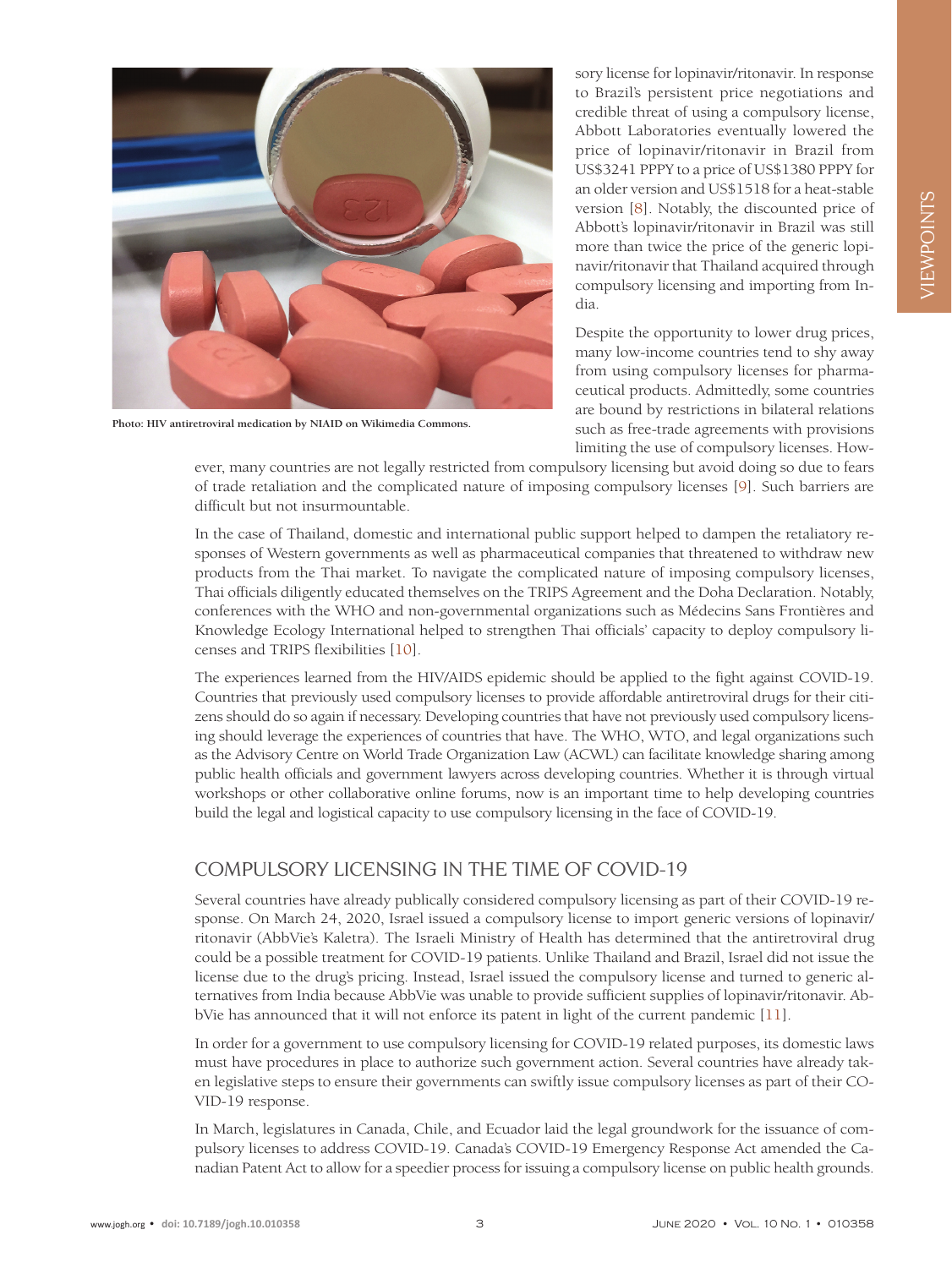sory license for lopinavir/ritonavir. In response to Brazil's persistent price negotiations and credible threat of using a compulsory license, Abbott Laboratories eventually lowered the price of lopinavir/ritonavir in Brazil from US$3241 PPPY to a price of US$1380 PPPY for an older version and US$1518 for a heat-stable version [8]. Notably, the discounted price of Abbott's lopinavir/ritonavir in Brazil was still more than twice the price of the generic lopinavir/ritonavir that Thailand acquired through compulsory licensing and importing from India.

Photo: HIV antiretroviral medication by NIAID on Wikimedia Commons.

Despite the opportunity to lower drug prices, many low-income countries tend to shy away from using compulsory licenses for pharmaceutical products. Admittedly, some countries are bound by restrictions in bilateral relations such as free-trade agreements with provisions limiting the use of compulsory licenses. However, many countries are not legally restricted from compulsory licensing but avoid doing so due to fears of trade retaliation and the complicated nature of imposing compulsory licenses [9]. Such barriers are difficult but not insurmountable.

In the case of Thailand, domestic and international public support helped to dampen the retaliatory responses of Western governments as well as pharmaceutical companies that threatened to withdraw new products from the Thai market. To navigate the complicated nature of imposing compulsory licenses, Thai officials diligently educated themselves on the TRIPS Agreement and the Doha Declaration. Notably, conferences with the WHO and non-governmental organizations such as Médecins Sans Frontières and Knowledge Ecology International helped to strengthen Thai officials' capacity to deploy compulsory licenses and TRIPS flexibilities [10].

The experiences learned from the HIV/AIDS epidemic should be applied to the fight against COVID-19. Countries that previously used compulsory licenses to provide affordable antiretroviral drugs for their citizens should do so again if necessary. Developing countries that have not previously used compulsory licensing should leverage the experiences of countries that have. The WHO, WTO, and legal organizations such as the Advisory Centre on World Trade Organization Law (ACWL) can facilitate knowledge sharing among public health officials and government lawyers across developing countries. Whether it is through virtual workshops or other collaborative online forums, now is an important time to help developing countries build the legal and logistical capacity to use compulsory licensing in the face of COVID-19.

## COMPULSORY LICENSING IN THE TIME OF COVID-19

Several countries have already publically considered compulsory licensing as part of their COVID-19 response. On March 24, 2020, Israel issued a compulsory license to import generic versions of lopinavir/ritonavir (AbbVie's Kaletra). The Israeli Ministry of Health has determined that the antiretroviral drug could be a possible treatment for COVID-19 patients. Unlike Thailand and Brazil, Israel did not issue the license due to the drug's pricing. Instead, Israel issued the compulsory license and turned to generic alternatives from India because AbbVie was unable to provide sufficient supplies of lopinavir/ritonavir. AbbVie has announced that it will not enforce its patent in light of the current pandemic [11].

In order for a government to use compulsory licensing for COVID-19 related purposes, its domestic laws must have procedures in place to authorize such government action. Several countries have already taken legislative steps to ensure their governments can swiftly issue compulsory licenses as part of their COVID-19 response.

In March, legislatures in Canada, Chile, and Ecuador laid the legal groundwork for the issuance of compulsory licenses to address COVID-19. Canada's COVID-19 Emergency Response Act amended the Canadian Patent Act to allow for a speedier process for issuing a compulsory license on public health grounds.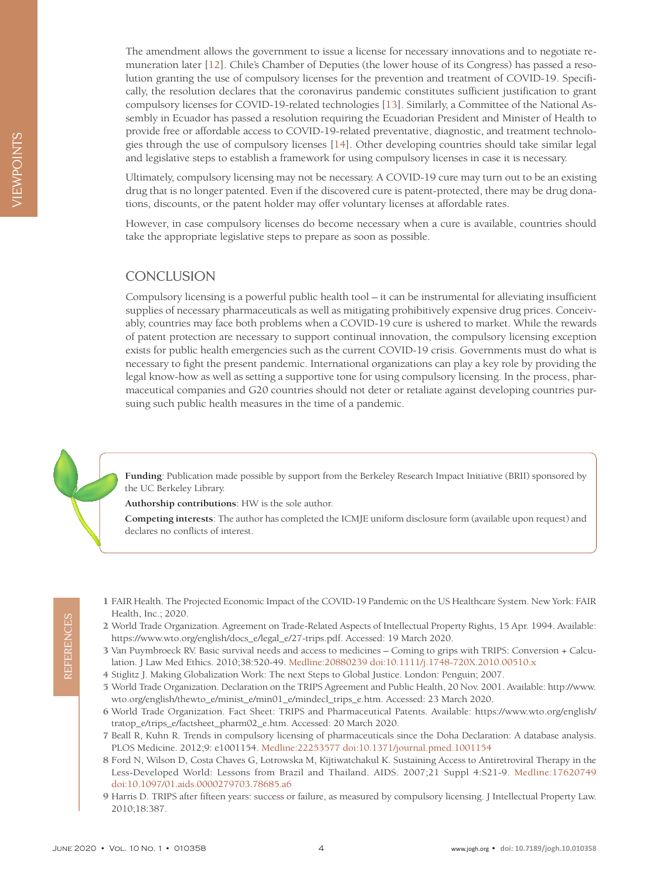The amendment allows the government to issue a license for necessary innovations and to negotiate remuneration later [12]. Chile's Chamber of Deputies (the lower house of its Congress) has passed a resolution granting the use of compulsory licenses for the prevention and treatment of COVID-19. Specifically, the resolution declares that the coronavirus pandemic constitutes sufficient justification to grant compulsory licenses for COVID-19-related technologies [13]. Similarly, a Committee of the National Assembly in Ecuador has passed a resolution requiring the Ecuadorian President and Minister of Health to provide free or affordable access to COVID-19-related preventative, diagnostic, and treatment technologies through the use of compulsory licenses [14]. Other developing countries should take similar legal and legislative steps to establish a framework for using compulsory licenses in case it is necessary.

Ultimately, compulsory licensing may not be necessary. A COVID-19 cure may turn out to be an existing drug that is no longer patented. Even if the discovered cure is patent-protected, there may be drug donations, discounts, or the patent holder may offer voluntary licenses at affordable rates.

However, in case compulsory licenses do become necessary when a cure is available, countries should take the appropriate legislative steps to prepare as soon as possible.

## CONCLUSION

Compulsory licensing is a powerful public health tool – it can be instrumental for alleviating insufficient supplies of necessary pharmaceuticals as well as mitigating prohibitively expensive drug prices. Conceivably, countries may face both problems when a COVID-19 cure is ushered to market. While the rewards of patent protection are necessary to support continual innovation, the compulsory licensing exception exists for public health emergencies such as the current COVID-19 crisis. Governments must do what is necessary to fight the present pandemic. International organizations can play a key role by providing the legal know-how as well as setting a supportive tone for using compulsory licensing. In the process, pharmaceutical companies and G20 countries should not deter or retaliate against developing countries pursuing such public health measures in the time of a pandemic.

**Funding**: Publication made possible by support from the Berkeley Research Impact Initiative (BRII) sponsored by the UC Berkeley Library.

**Authorship contributions**: HW is the sole author.

**Competing interests**: The author has completed the ICMJE uniform disclosure form (available upon request) and declares no conflicts of interest.

## REFERENCES

1 FAIR Health. The Projected Economic Impact of the COVID-19 Pandemic on the US Healthcare System. New York: FAIR Health, Inc.; 2020.

2 World Trade Organization. Agreement on Trade-Related Aspects of Intellectual Property Rights, 15 Apr. 1994. Available: https://www.wto.org/english/docs_e/legal_e/27-trips.pdf. Accessed: 19 March 2020.

3 Van Puymbroeck RV. Basic survival needs and access to medicines – Coming to grips with TRIPS: Conversion + Calculation. J Law Med Ethics. 2010;38:520-49. Medline:20880239 doi:10.1111/j.1748-720X.2010.00510.x

4 Stiglitz J. Making Globalization Work: The next Steps to Global Justice. London: Penguin; 2007.

5 World Trade Organization. Declaration on the TRIPS Agreement and Public Health, 20 Nov. 2001. Available: http://www.wto.org/english/thewto_e/minist_e/min01_e/mindecl_trips_e.htm. Accessed: 23 March 2020.

6 World Trade Organization. Fact Sheet: TRIPS and Pharmaceutical Patents. Available: https://www.wto.org/english/tratop_e/trips_e/factsheet_pharm02_e.htm. Accessed: 20 March 2020.

7 Beall R, Kuhn R. Trends in compulsory licensing of pharmaceuticals since the Doha Declaration: A database analysis. PLOS Medicine. 2012;9: e1001154. Medline:22253577 doi:10.1371/journal.pmed.1001154

8 Ford N, Wilson D, Costa Chaves G, Lotrowska M, Kijtiwatchakul K. Sustaining Access to Antiretroviral Therapy in the Less-Developed World: Lessons from Brazil and Thailand. AIDS. 2007;21 Suppl 4:S21-9. Medline:17620749 doi:10.1097/01.aids.0000279703.78685.a6

9 Harris D. TRIPS after fifteen years: success or failure, as measured by compulsory licensing. J Intellectual Property Law. 2010;18:387.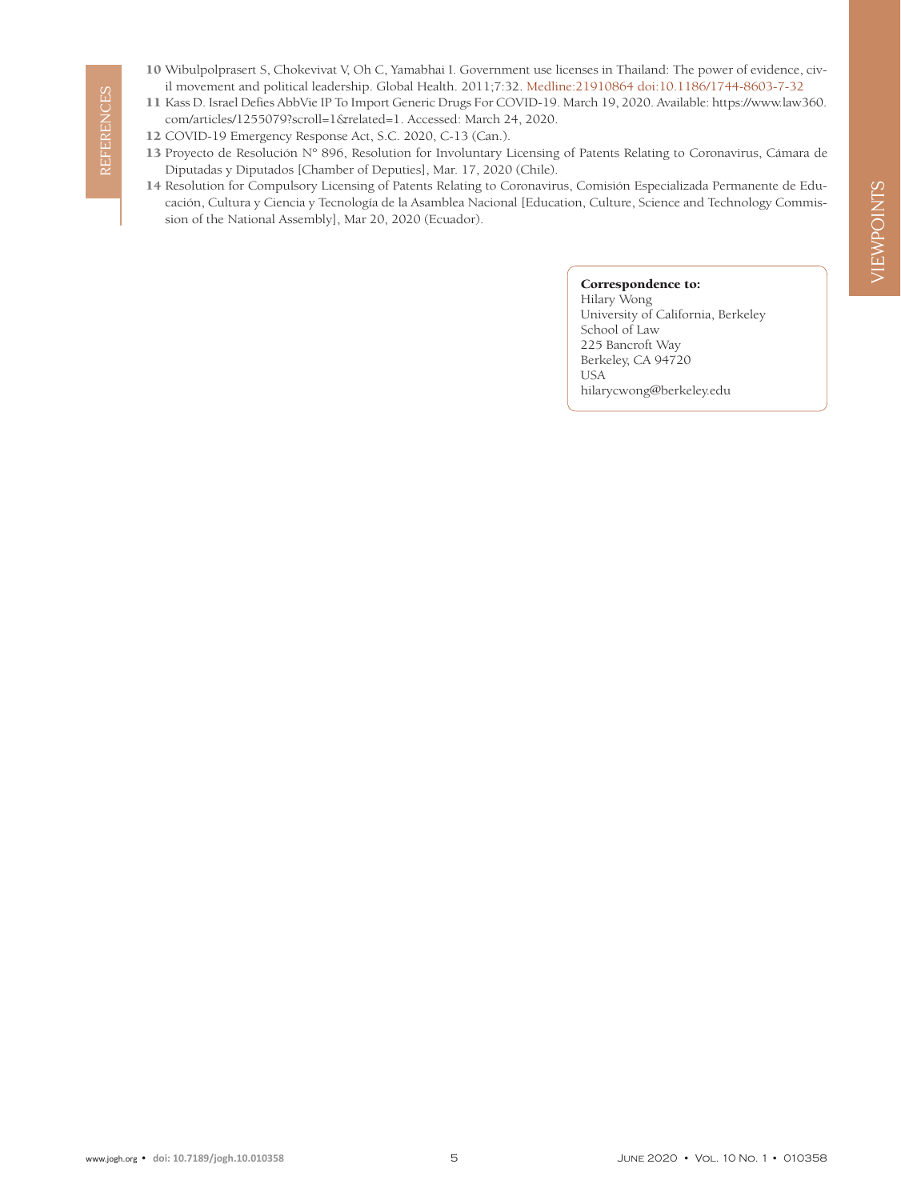10 Wibulpolprasert S, Chokevivat V, Oh C, Yamabhai I. Government use licenses in Thailand: The power of evidence, civil movement and political leadership. Global Health. 2011;7:32. Medline:21910864 doi:10.1186/1744-8603-7-32

11 Kass D. Israel Defies AbbVie IP To Import Generic Drugs For COVID-19. March 19, 2020. Available: https://www.law360.com/articles/1255079?scroll=1&related=1. Accessed: March 24, 2020.

12 COVID-19 Emergency Response Act, S.C. 2020, C-13 (Can.).

13 Proyecto de Resolución N° 896, Resolution for Involuntary Licensing of Patents Relating to Coronavirus, Cámara de Diputadas y Diputados [Chamber of Deputies], Mar. 17, 2020 (Chile).

14 Resolution for Compulsory Licensing of Patents Relating to Coronavirus, Comisión Especializada Permanente de Educación, Cultura y Ciencia y Tecnología de la Asamblea Nacional [Education, Culture, Science and Technology Commission of the National Assembly], Mar 20, 2020 (Ecuador).

**Correspondence to:**
Hilary Wong
University of California, Berkeley
School of Law
225 Bancroft Way
Berkeley, CA 94720
USA
hilarycwong@berkeley.edu